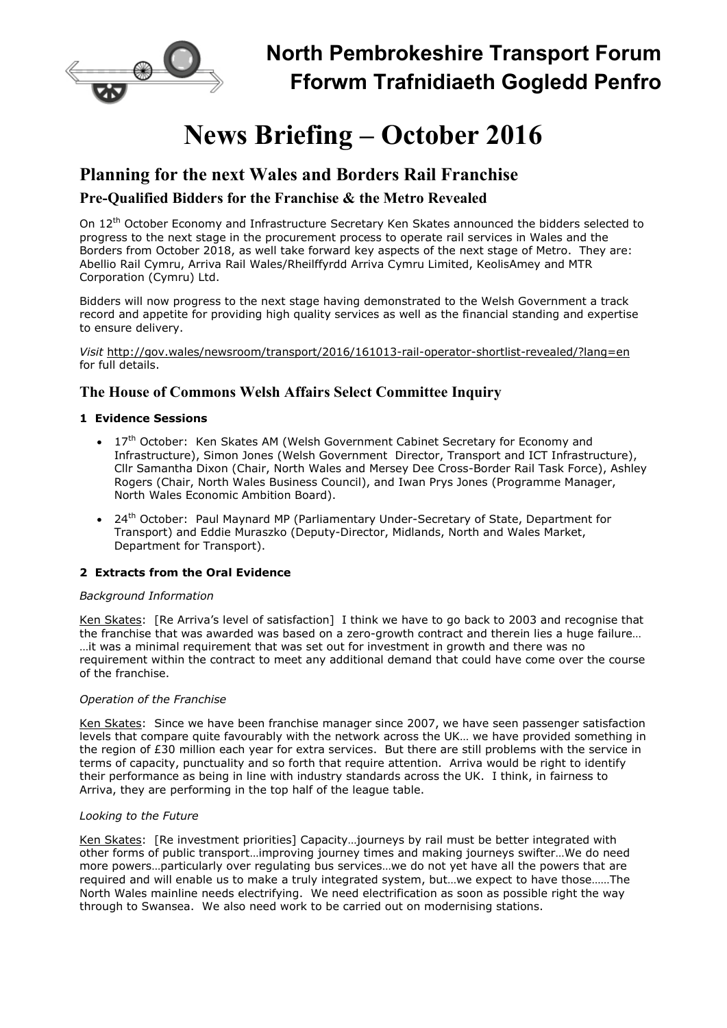# North Pembrokeshire Transport Forum
# Fforwm Trafnidiaeth Gogledd Penfro

# News Briefing – October 2016

## Planning for the next Wales and Borders Rail Franchise

### Pre-Qualified Bidders for the Franchise & the Metro Revealed

On 12th October Economy and Infrastructure Secretary Ken Skates announced the bidders selected to progress to the next stage in the procurement process to operate rail services in Wales and the Borders from October 2018, as well take forward key aspects of the next stage of Metro. They are: Abellio Rail Cymru, Arriva Rail Wales/Rheilffyrdd Arriva Cymru Limited, KeolisAmey and MTR Corporation (Cymru) Ltd.

Bidders will now progress to the next stage having demonstrated to the Welsh Government a track record and appetite for providing high quality services as well as the financial standing and expertise to ensure delivery.

*Visit* http://gov.wales/newsroom/transport/2016/161013-rail-operator-shortlist-revealed/?lang=en for full details.

### The House of Commons Welsh Affairs Select Committee Inquiry

**1 Evidence Sessions**

- 17th October: Ken Skates AM (Welsh Government Cabinet Secretary for Economy and Infrastructure), Simon Jones (Welsh Government Director, Transport and ICT Infrastructure), Cllr Samantha Dixon (Chair, North Wales and Mersey Dee Cross-Border Rail Task Force), Ashley Rogers (Chair, North Wales Business Council), and Iwan Prys Jones (Programme Manager, North Wales Economic Ambition Board).
- 24th October: Paul Maynard MP (Parliamentary Under-Secretary of State, Department for Transport) and Eddie Muraszko (Deputy-Director, Midlands, North and Wales Market, Department for Transport).

**2 Extracts from the Oral Evidence**

*Background Information*

Ken Skates: [Re Arriva's level of satisfaction] I think we have to go back to 2003 and recognise that the franchise that was awarded was based on a zero-growth contract and therein lies a huge failure… …it was a minimal requirement that was set out for investment in growth and there was no requirement within the contract to meet any additional demand that could have come over the course of the franchise.

*Operation of the Franchise*

Ken Skates: Since we have been franchise manager since 2007, we have seen passenger satisfaction levels that compare quite favourably with the network across the UK… we have provided something in the region of £30 million each year for extra services. But there are still problems with the service in terms of capacity, punctuality and so forth that require attention. Arriva would be right to identify their performance as being in line with industry standards across the UK. I think, in fairness to Arriva, they are performing in the top half of the league table.

*Looking to the Future*

Ken Skates: [Re investment priorities] Capacity…journeys by rail must be better integrated with other forms of public transport…improving journey times and making journeys swifter…We do need more powers…particularly over regulating bus services…we do not yet have all the powers that are required and will enable us to make a truly integrated system, but…we expect to have those……The North Wales mainline needs electrifying. We need electrification as soon as possible right the way through to Swansea. We also need work to be carried out on modernising stations.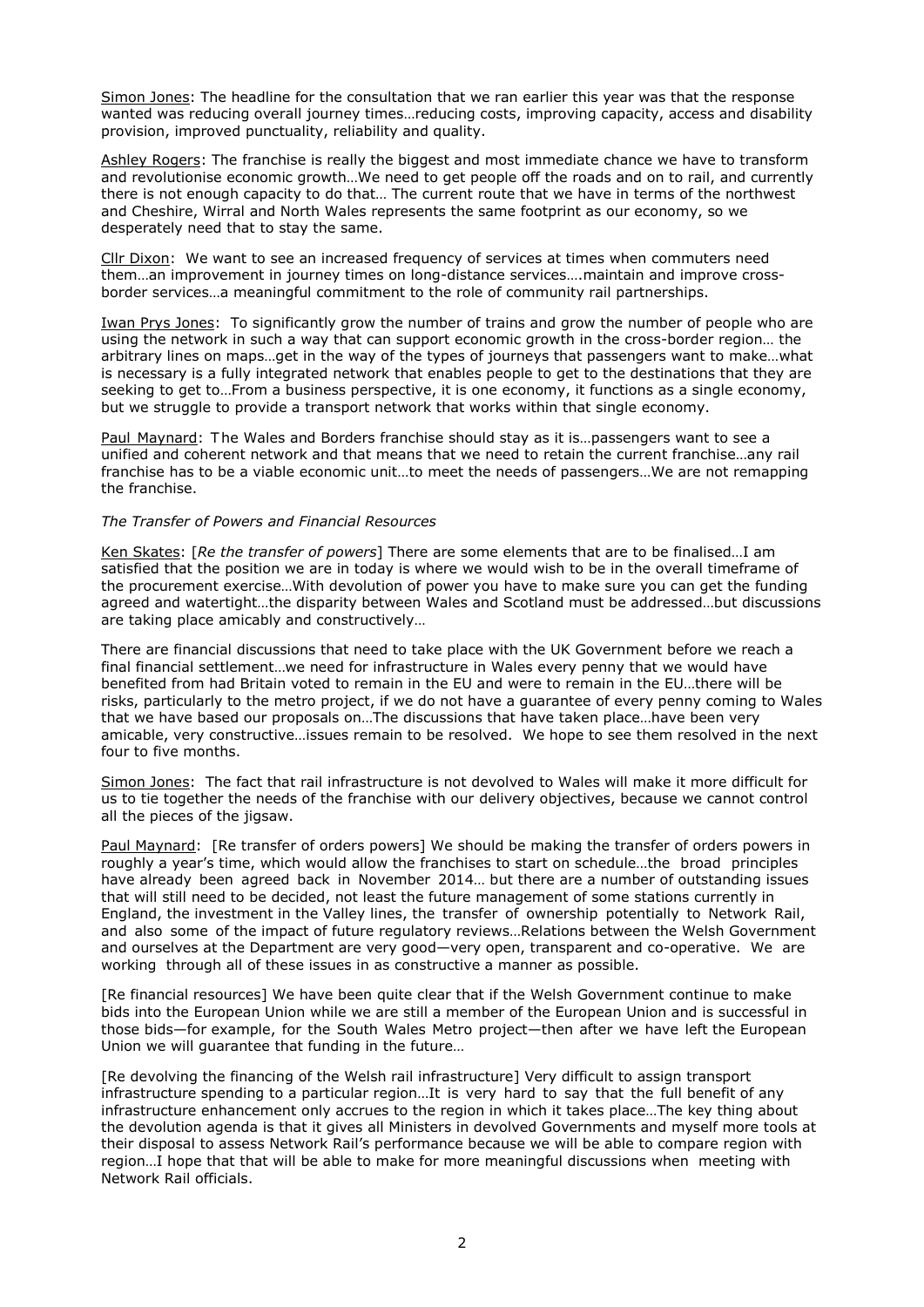Simon Jones: The headline for the consultation that we ran earlier this year was that the response wanted was reducing overall journey times…reducing costs, improving capacity, access and disability provision, improved punctuality, reliability and quality.

Ashley Rogers: The franchise is really the biggest and most immediate chance we have to transform and revolutionise economic growth…We need to get people off the roads and on to rail, and currently there is not enough capacity to do that… The current route that we have in terms of the northwest and Cheshire, Wirral and North Wales represents the same footprint as our economy, so we desperately need that to stay the same.

Cllr Dixon: We want to see an increased frequency of services at times when commuters need them…an improvement in journey times on long-distance services….maintain and improve cross-border services…a meaningful commitment to the role of community rail partnerships.

Iwan Prys Jones: To significantly grow the number of trains and grow the number of people who are using the network in such a way that can support economic growth in the cross-border region… the arbitrary lines on maps…get in the way of the types of journeys that passengers want to make…what is necessary is a fully integrated network that enables people to get to the destinations that they are seeking to get to…From a business perspective, it is one economy, it functions as a single economy, but we struggle to provide a transport network that works within that single economy.

Paul Maynard: The Wales and Borders franchise should stay as it is…passengers want to see a unified and coherent network and that means that we need to retain the current franchise…any rail franchise has to be a viable economic unit…to meet the needs of passengers…We are not remapping the franchise.

*The Transfer of Powers and Financial Resources*

Ken Skates: [*Re the transfer of powers*] There are some elements that are to be finalised…I am satisfied that the position we are in today is where we would wish to be in the overall timeframe of the procurement exercise…With devolution of power you have to make sure you can get the funding agreed and watertight…the disparity between Wales and Scotland must be addressed…but discussions are taking place amicably and constructively…

There are financial discussions that need to take place with the UK Government before we reach a final financial settlement…we need for infrastructure in Wales every penny that we would have benefited from had Britain voted to remain in the EU and were to remain in the EU…there will be risks, particularly to the metro project, if we do not have a guarantee of every penny coming to Wales that we have based our proposals on…The discussions that have taken place…have been very amicable, very constructive…issues remain to be resolved. We hope to see them resolved in the next four to five months.

Simon Jones: The fact that rail infrastructure is not devolved to Wales will make it more difficult for us to tie together the needs of the franchise with our delivery objectives, because we cannot control all the pieces of the jigsaw.

Paul Maynard: [Re transfer of orders powers] We should be making the transfer of orders powers in roughly a year's time, which would allow the franchises to start on schedule…the broad principles have already been agreed back in November 2014… but there are a number of outstanding issues that will still need to be decided, not least the future management of some stations currently in England, the investment in the Valley lines, the transfer of ownership potentially to Network Rail, and also some of the impact of future regulatory reviews…Relations between the Welsh Government and ourselves at the Department are very good—very open, transparent and co-operative. We are working through all of these issues in as constructive a manner as possible.

[Re financial resources] We have been quite clear that if the Welsh Government continue to make bids into the European Union while we are still a member of the European Union and is successful in those bids—for example, for the South Wales Metro project—then after we have left the European Union we will guarantee that funding in the future…

[Re devolving the financing of the Welsh rail infrastructure] Very difficult to assign transport infrastructure spending to a particular region…It is very hard to say that the full benefit of any infrastructure enhancement only accrues to the region in which it takes place…The key thing about the devolution agenda is that it gives all Ministers in devolved Governments and myself more tools at their disposal to assess Network Rail's performance because we will be able to compare region with region…I hope that that will be able to make for more meaningful discussions when meeting with Network Rail officials.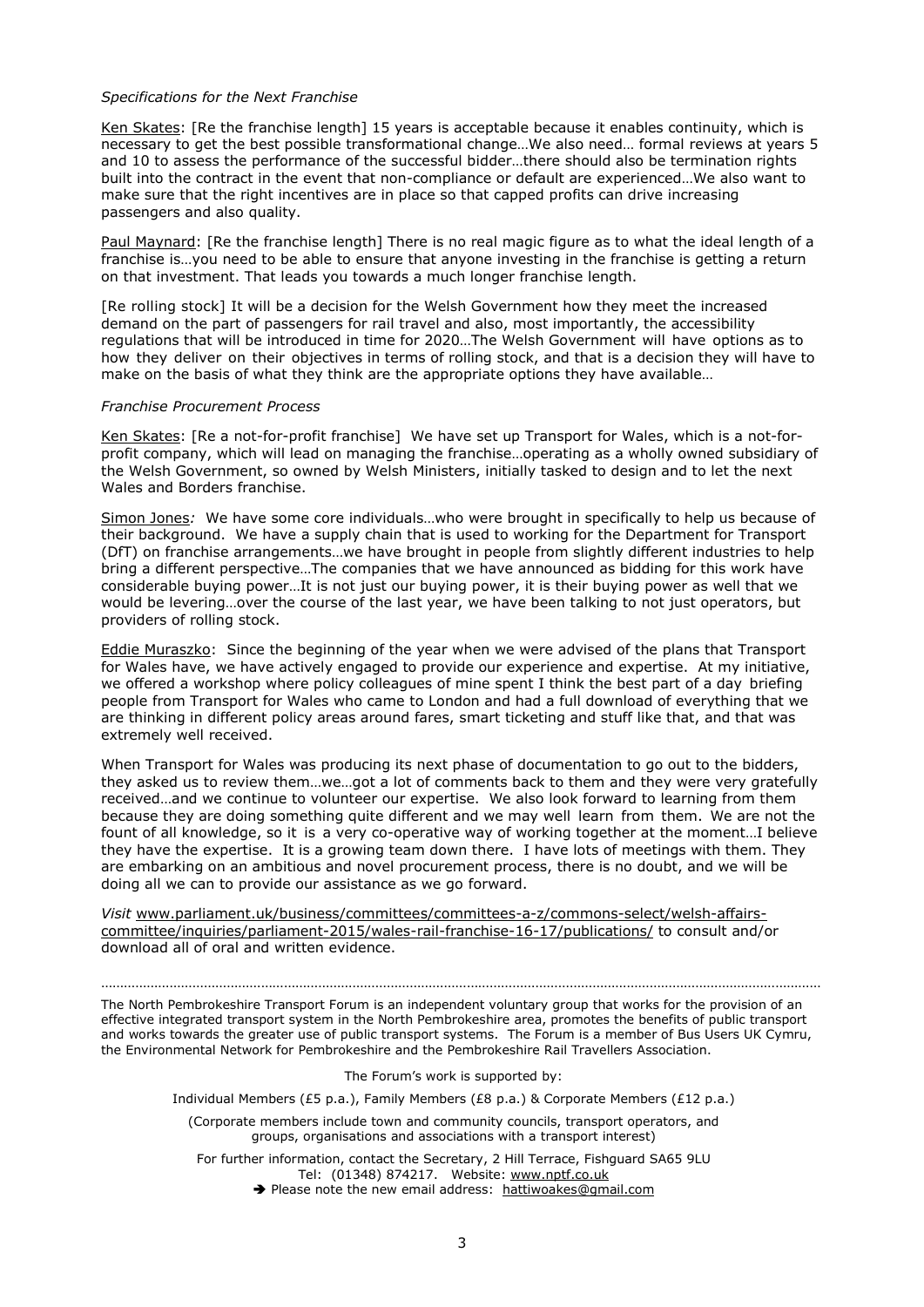*Specifications for the Next Franchise*

Ken Skates: [Re the franchise length] 15 years is acceptable because it enables continuity, which is necessary to get the best possible transformational change…We also need… formal reviews at years 5 and 10 to assess the performance of the successful bidder…there should also be termination rights built into the contract in the event that non-compliance or default are experienced…We also want to make sure that the right incentives are in place so that capped profits can drive increasing passengers and also quality.

Paul Maynard: [Re the franchise length] There is no real magic figure as to what the ideal length of a franchise is…you need to be able to ensure that anyone investing in the franchise is getting a return on that investment. That leads you towards a much longer franchise length.

[Re rolling stock] It will be a decision for the Welsh Government how they meet the increased demand on the part of passengers for rail travel and also, most importantly, the accessibility regulations that will be introduced in time for 2020…The Welsh Government will have options as to how they deliver on their objectives in terms of rolling stock, and that is a decision they will have to make on the basis of what they think are the appropriate options they have available…

*Franchise Procurement Process*

Ken Skates: [Re a not-for-profit franchise] We have set up Transport for Wales, which is a not-for-profit company, which will lead on managing the franchise…operating as a wholly owned subsidiary of the Welsh Government, so owned by Welsh Ministers, initially tasked to design and to let the next Wales and Borders franchise.

Simon Jones*:* We have some core individuals…who were brought in specifically to help us because of their background. We have a supply chain that is used to working for the Department for Transport (DfT) on franchise arrangements…we have brought in people from slightly different industries to help bring a different perspective…The companies that we have announced as bidding for this work have considerable buying power…It is not just our buying power, it is their buying power as well that we would be levering…over the course of the last year, we have been talking to not just operators, but providers of rolling stock.

Eddie Muraszko: Since the beginning of the year when we were advised of the plans that Transport for Wales have, we have actively engaged to provide our experience and expertise. At my initiative, we offered a workshop where policy colleagues of mine spent I think the best part of a day briefing people from Transport for Wales who came to London and had a full download of everything that we are thinking in different policy areas around fares, smart ticketing and stuff like that, and that was extremely well received.

When Transport for Wales was producing its next phase of documentation to go out to the bidders, they asked us to review them…we…got a lot of comments back to them and they were very gratefully received…and we continue to volunteer our expertise. We also look forward to learning from them because they are doing something quite different and we may well learn from them. We are not the fount of all knowledge, so it is a very co-operative way of working together at the moment…I believe they have the expertise. It is a growing team down there. I have lots of meetings with them. They are embarking on an ambitious and novel procurement process, there is no doubt, and we will be doing all we can to provide our assistance as we go forward.

*Visit* www.parliament.uk/business/committees/committees-a-z/commons-select/welsh-affairs-committee/inquiries/parliament-2015/wales-rail-franchise-16-17/publications/ to consult and/or download all of oral and written evidence.

---

The North Pembrokeshire Transport Forum is an independent voluntary group that works for the provision of an effective integrated transport system in the North Pembrokeshire area, promotes the benefits of public transport and works towards the greater use of public transport systems. The Forum is a member of Bus Users UK Cymru, the Environmental Network for Pembrokeshire and the Pembrokeshire Rail Travellers Association.

The Forum's work is supported by:

Individual Members (£5 p.a.), Family Members (£8 p.a.) & Corporate Members (£12 p.a.)

(Corporate members include town and community councils, transport operators, and groups, organisations and associations with a transport interest)

For further information, contact the Secretary, 2 Hill Terrace, Fishguard SA65 9LU
Tel: (01348) 874217. Website: www.nptf.co.uk
➔ Please note the new email address: hattiwoakes@gmail.com